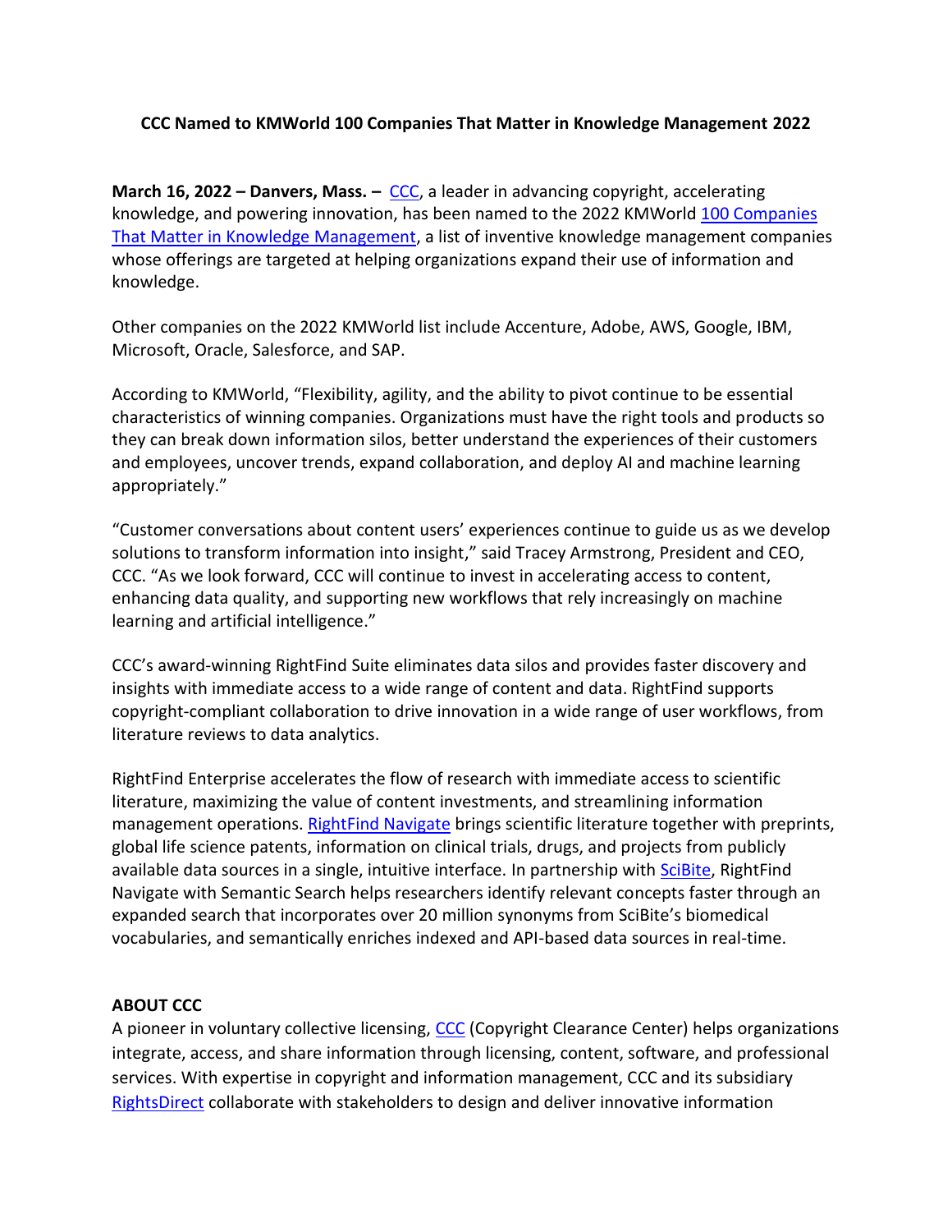# CCC Named to KMWorld 100 Companies That Matter in Knowledge Management 2022

**March 16, 2022 – Danvers, Mass. –** CCC, a leader in advancing copyright, accelerating knowledge, and powering innovation, has been named to the 2022 KMWorld 100 Companies That Matter in Knowledge Management, a list of inventive knowledge management companies whose offerings are targeted at helping organizations expand their use of information and knowledge.

Other companies on the 2022 KMWorld list include Accenture, Adobe, AWS, Google, IBM, Microsoft, Oracle, Salesforce, and SAP.

According to KMWorld, "Flexibility, agility, and the ability to pivot continue to be essential characteristics of winning companies. Organizations must have the right tools and products so they can break down information silos, better understand the experiences of their customers and employees, uncover trends, expand collaboration, and deploy AI and machine learning appropriately."

"Customer conversations about content users' experiences continue to guide us as we develop solutions to transform information into insight," said Tracey Armstrong, President and CEO, CCC. "As we look forward, CCC will continue to invest in accelerating access to content, enhancing data quality, and supporting new workflows that rely increasingly on machine learning and artificial intelligence."

CCC's award-winning RightFind Suite eliminates data silos and provides faster discovery and insights with immediate access to a wide range of content and data. RightFind supports copyright-compliant collaboration to drive innovation in a wide range of user workflows, from literature reviews to data analytics.

RightFind Enterprise accelerates the flow of research with immediate access to scientific literature, maximizing the value of content investments, and streamlining information management operations. RightFind Navigate brings scientific literature together with preprints, global life science patents, information on clinical trials, drugs, and projects from publicly available data sources in a single, intuitive interface. In partnership with SciBite, RightFind Navigate with Semantic Search helps researchers identify relevant concepts faster through an expanded search that incorporates over 20 million synonyms from SciBite's biomedical vocabularies, and semantically enriches indexed and API-based data sources in real-time.

**ABOUT CCC**

A pioneer in voluntary collective licensing, CCC (Copyright Clearance Center) helps organizations integrate, access, and share information through licensing, content, software, and professional services. With expertise in copyright and information management, CCC and its subsidiary RightsDirect collaborate with stakeholders to design and deliver innovative information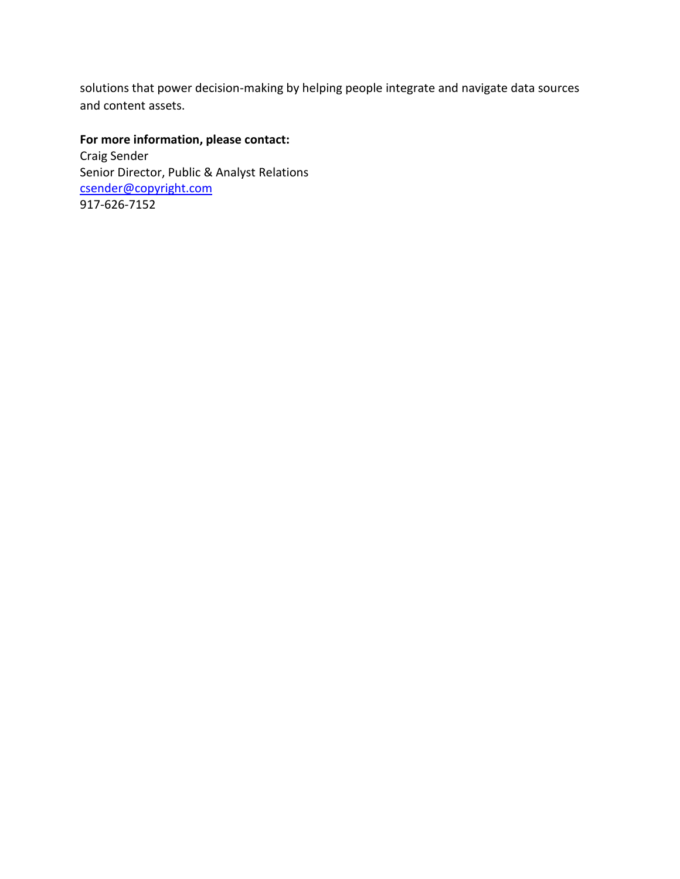solutions that power decision-making by helping people integrate and navigate data sources and content assets.

**For more information, please contact:**
Craig Sender
Senior Director, Public & Analyst Relations
csender@copyright.com
917-626-7152